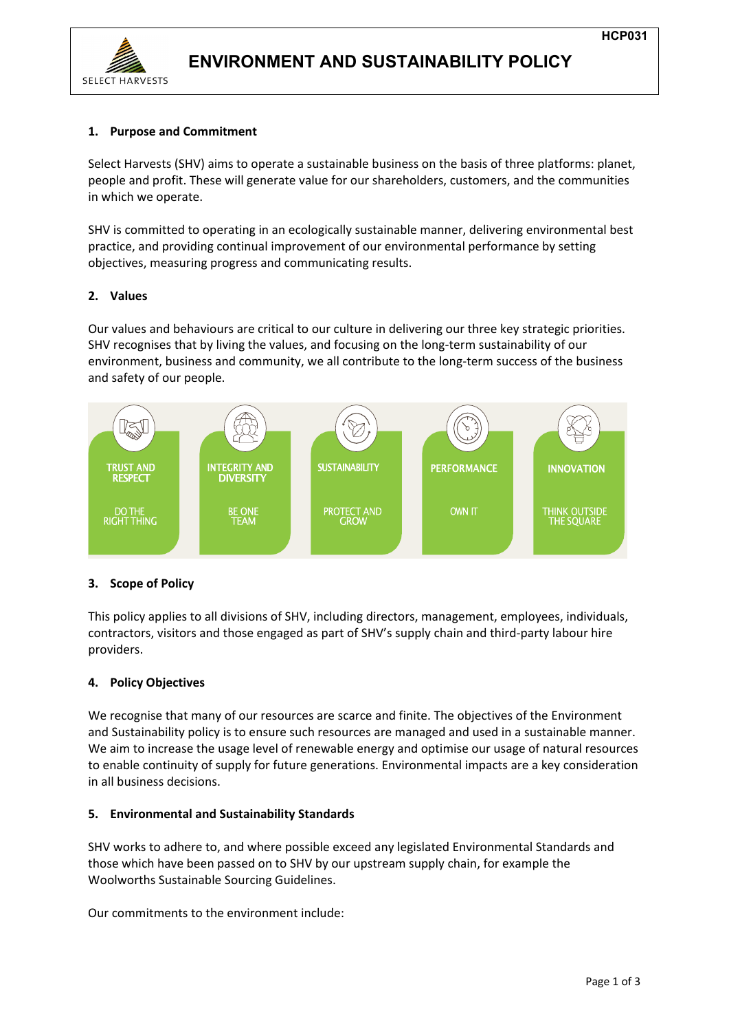HCP031

# ENVIRONMENT AND SUSTAINABILITY POLICY

SELECT HARVESTS

## 1. Purpose and Commitment

Select Harvests (SHV) aims to operate a sustainable business on the basis of three platforms: planet, people and profit. These will generate value for our shareholders, customers, and the communities in which we operate.

SHV is committed to operating in an ecologically sustainable manner, delivering environmental best practice, and providing continual improvement of our environmental performance by setting objectives, measuring progress and communicating results.

## 2. Values

Our values and behaviours are critical to our culture in delivering our three key strategic priorities. SHV recognises that by living the values, and focusing on the long-term sustainability of our environment, business and community, we all contribute to the long-term success of the business and safety of our people.

| TRUST AND RESPECT | INTEGRITY AND DIVERSITY | SUSTAINABILITY | PERFORMANCE | INNOVATION |
|---|---|---|---|---|
| DO THE RIGHT THING | BE ONE TEAM | PROTECT AND GROW | OWN IT | THINK OUTSIDE THE SQUARE |

## 3. Scope of Policy

This policy applies to all divisions of SHV, including directors, management, employees, individuals, contractors, visitors and those engaged as part of SHV's supply chain and third-party labour hire providers.

## 4. Policy Objectives

We recognise that many of our resources are scarce and finite. The objectives of the Environment and Sustainability policy is to ensure such resources are managed and used in a sustainable manner. We aim to increase the usage level of renewable energy and optimise our usage of natural resources to enable continuity of supply for future generations. Environmental impacts are a key consideration in all business decisions.

## 5. Environmental and Sustainability Standards

SHV works to adhere to, and where possible exceed any legislated Environmental Standards and those which have been passed on to SHV by our upstream supply chain, for example the Woolworths Sustainable Sourcing Guidelines.

Our commitments to the environment include: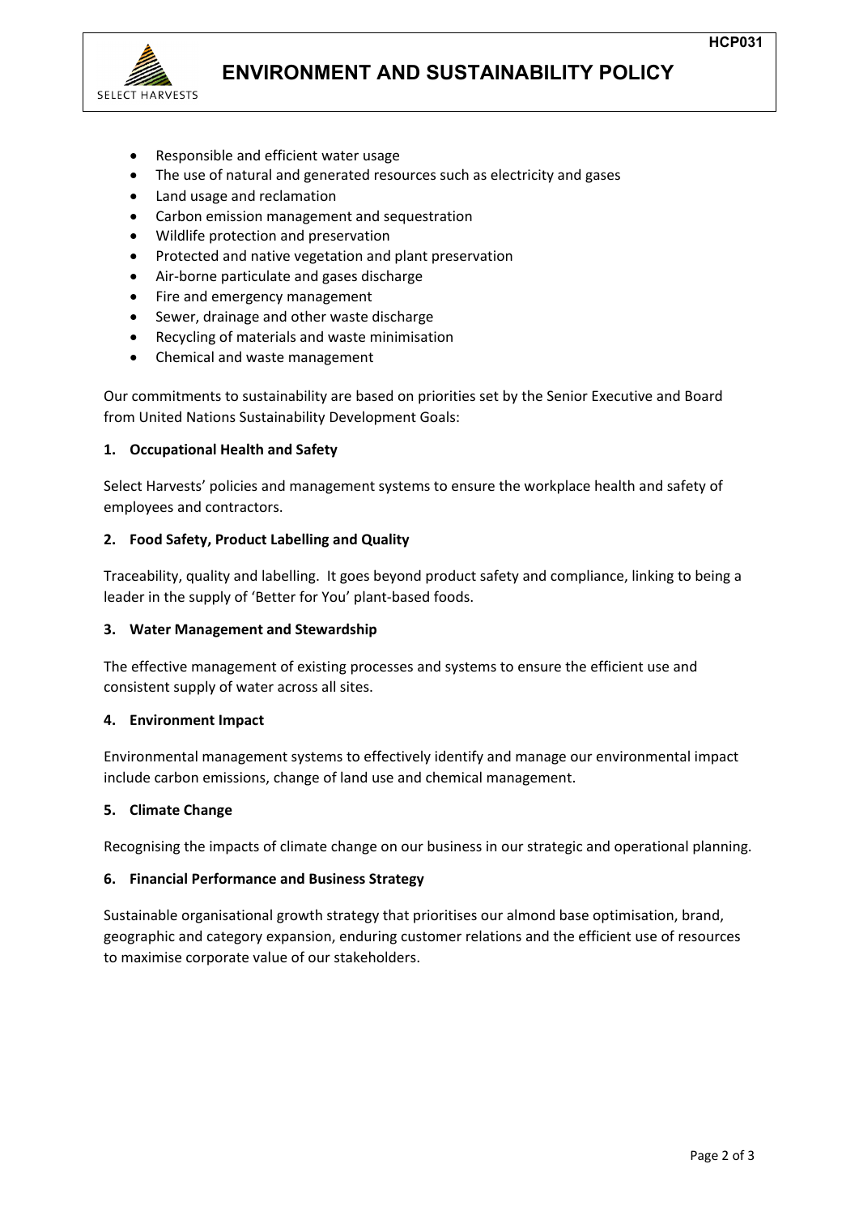- Responsible and efficient water usage
- The use of natural and generated resources such as electricity and gases
- Land usage and reclamation
- Carbon emission management and sequestration
- Wildlife protection and preservation
- Protected and native vegetation and plant preservation
- Air-borne particulate and gases discharge
- Fire and emergency management
- Sewer, drainage and other waste discharge
- Recycling of materials and waste minimisation
- Chemical and waste management

Our commitments to sustainability are based on priorities set by the Senior Executive and Board from United Nations Sustainability Development Goals:

**1. Occupational Health and Safety**

Select Harvests' policies and management systems to ensure the workplace health and safety of employees and contractors.

**2. Food Safety, Product Labelling and Quality**

Traceability, quality and labelling. It goes beyond product safety and compliance, linking to being a leader in the supply of 'Better for You' plant-based foods.

**3. Water Management and Stewardship**

The effective management of existing processes and systems to ensure the efficient use and consistent supply of water across all sites.

**4. Environment Impact**

Environmental management systems to effectively identify and manage our environmental impact include carbon emissions, change of land use and chemical management.

**5. Climate Change**

Recognising the impacts of climate change on our business in our strategic and operational planning.

**6. Financial Performance and Business Strategy**

Sustainable organisational growth strategy that prioritises our almond base optimisation, brand, geographic and category expansion, enduring customer relations and the efficient use of resources to maximise corporate value of our stakeholders.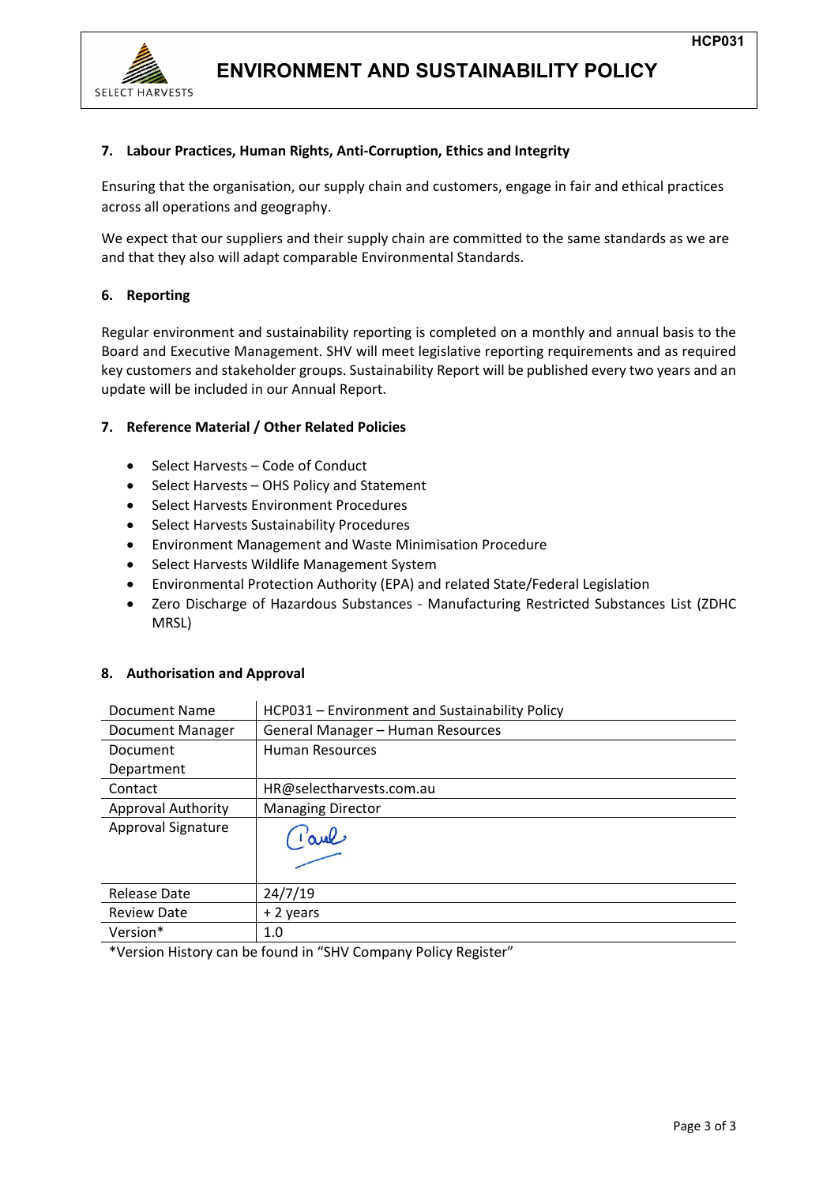## 7. Labour Practices, Human Rights, Anti-Corruption, Ethics and Integrity

Ensuring that the organisation, our supply chain and customers, engage in fair and ethical practices across all operations and geography.

We expect that our suppliers and their supply chain are committed to the same standards as we are and that they also will adapt comparable Environmental Standards.

## 6. Reporting

Regular environment and sustainability reporting is completed on a monthly and annual basis to the Board and Executive Management. SHV will meet legislative reporting requirements and as required key customers and stakeholder groups. Sustainability Report will be published every two years and an update will be included in our Annual Report.

## 7. Reference Material / Other Related Policies

- Select Harvests – Code of Conduct
- Select Harvests – OHS Policy and Statement
- Select Harvests Environment Procedures
- Select Harvests Sustainability Procedures
- Environment Management and Waste Minimisation Procedure
- Select Harvests Wildlife Management System
- Environmental Protection Authority (EPA) and related State/Federal Legislation
- Zero Discharge of Hazardous Substances - Manufacturing Restricted Substances List (ZDHC MRSL)

## 8. Authorisation and Approval

| | |
|---|---|
| Document Name | HCP031 – Environment and Sustainability Policy |
| Document Manager | General Manager – Human Resources |
| Document Department | Human Resources |
| Contact | HR@selectharvests.com.au |
| Approval Authority | Managing Director |
| Approval Signature | Paul |
| Release Date | 24/7/19 |
| Review Date | + 2 years |
| Version* | 1.0 |

*Version History can be found in "SHV Company Policy Register"